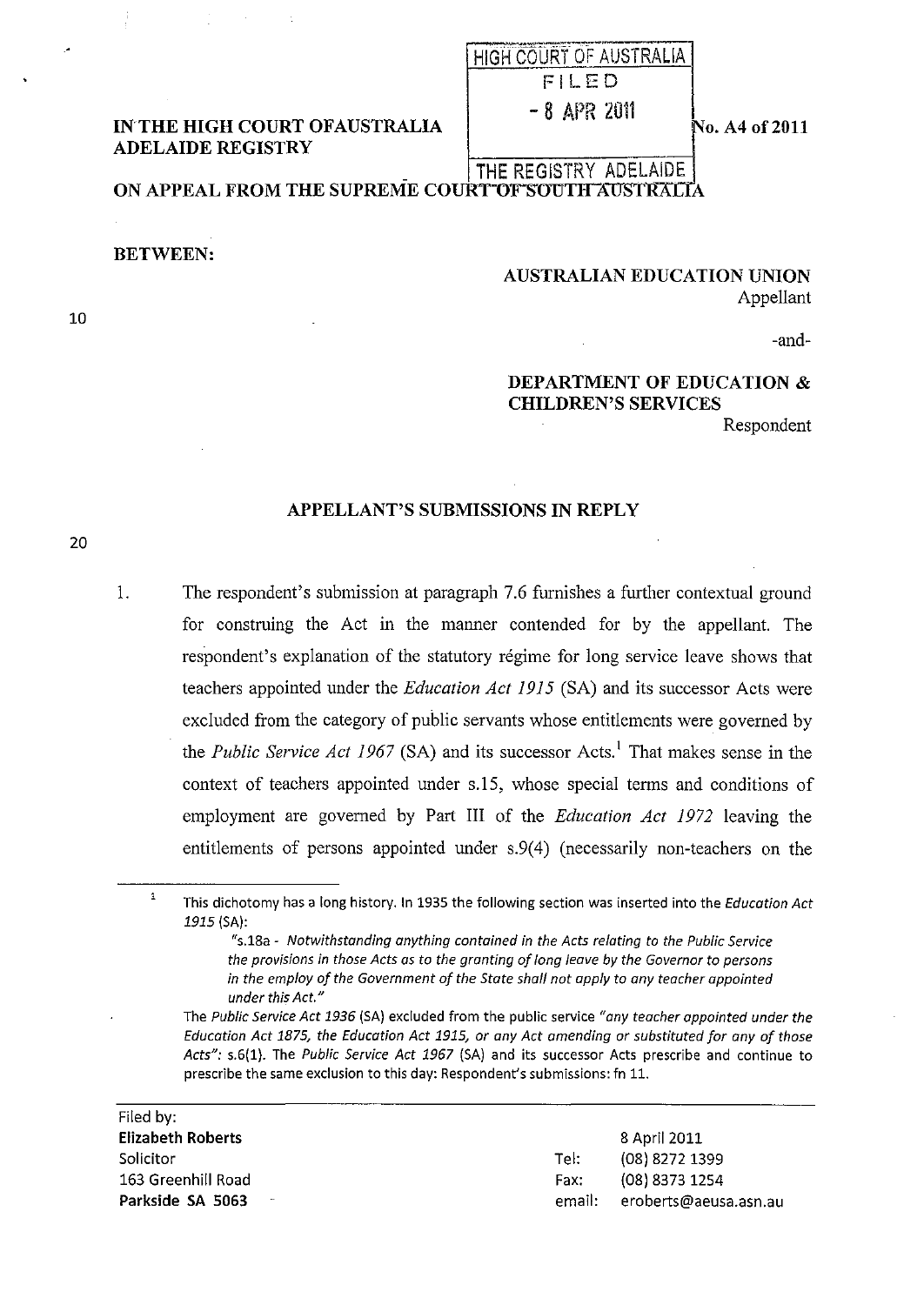HIGH COURT OF AUSTRALIA
FILED
- 8 APR 2011
THE REGISTRY ADELAIDE

**IN THE HIGH COURT OF AUSTRALIA**
**ADELAIDE REGISTRY**

No. A4 of 2011

**ON APPEAL FROM THE SUPREME COURT OF SOUTH AUSTRALIA**

**BETWEEN:**

**AUSTRALIAN EDUCATION UNION**
Appellant

-and-

**DEPARTMENT OF EDUCATION & CHILDREN'S SERVICES**
Respondent

## APPELLANT'S SUBMISSIONS IN REPLY

1. The respondent's submission at paragraph 7.6 furnishes a further contextual ground for construing the Act in the manner contended for by the appellant. The respondent's explanation of the statutory régime for long service leave shows that teachers appointed under the *Education Act 1915* (SA) and its successor Acts were excluded from the category of public servants whose entitlements were governed by the *Public Service Act 1967* (SA) and its successor Acts.[1] That makes sense in the context of teachers appointed under s.15, whose special terms and conditions of employment are governed by Part III of the *Education Act 1972* leaving the entitlements of persons appointed under s.9(4) (necessarily non-teachers on the

---

[1] This dichotomy has a long history. In 1935 the following section was inserted into the *Education Act 1915* (SA):

> "s.18a - *Notwithstanding anything contained in the Acts relating to the Public Service the provisions in those Acts as to the granting of long leave by the Governor to persons in the employ of the Government of the State shall not apply to any teacher appointed under this Act."*

The *Public Service Act 1936* (SA) excluded from the public service *"any teacher appointed under the Education Act 1875, the Education Act 1915, or any Act amending or substituted for any of those Acts"*: s.6(1). The *Public Service Act 1967* (SA) and its successor Acts prescribe and continue to prescribe the same exclusion to this day: Respondent's submissions: fn 11.

---

Filed by:
**Elizabeth Roberts**
Solicitor
163 Greenhill Road
**Parkside SA 5063**

8 April 2011
Tel: (08) 8272 1399
Fax: (08) 8373 1254
email: eroberts@aeusa.asn.au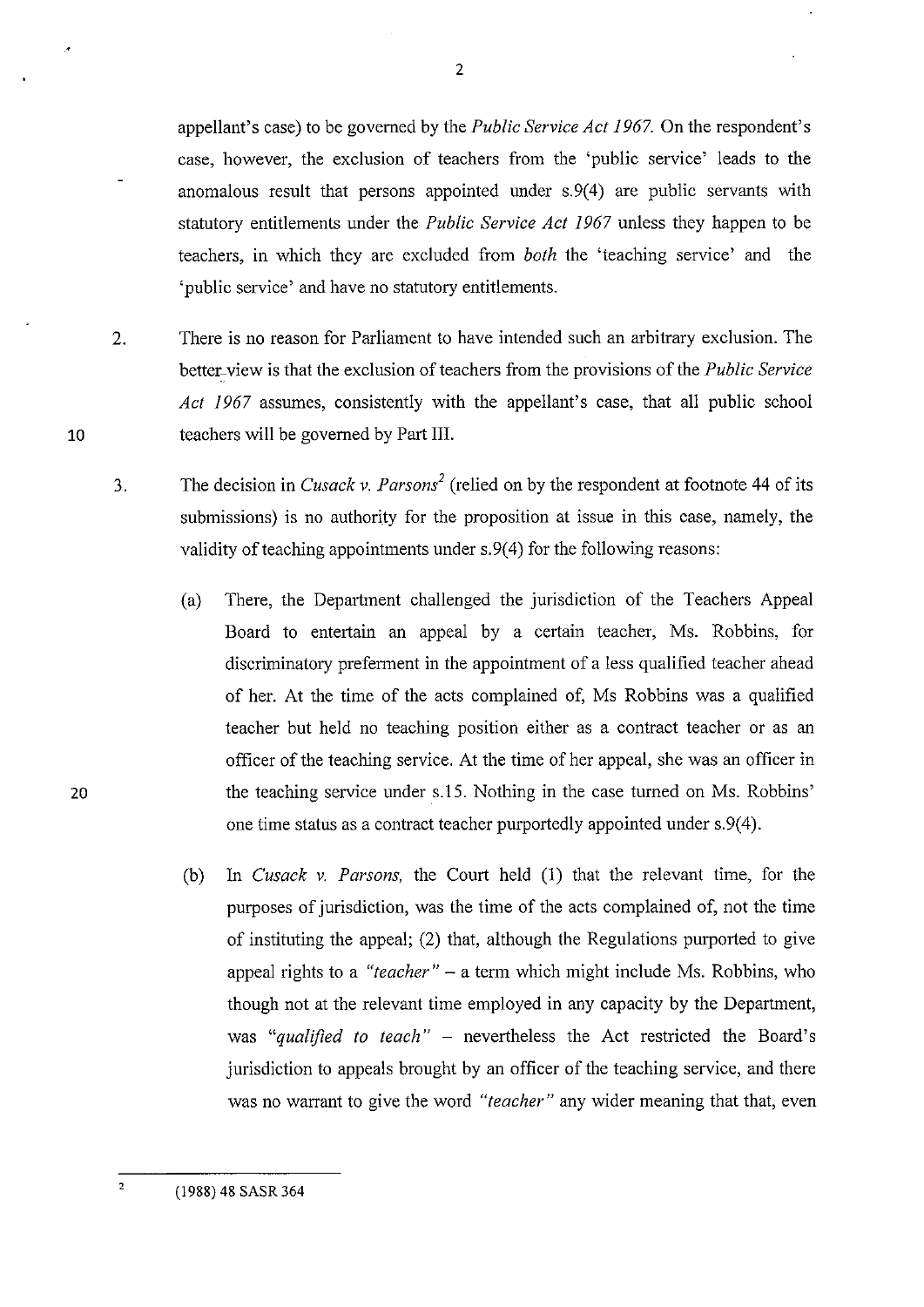appellant's case) to be governed by the *Public Service Act 1967*. On the respondent's case, however, the exclusion of teachers from the 'public service' leads to the anomalous result that persons appointed under s.9(4) are public servants with statutory entitlements under the *Public Service Act 1967* unless they happen to be teachers, in which they are excluded from *both* the 'teaching service' and the 'public service' and have no statutory entitlements.

2. There is no reason for Parliament to have intended such an arbitrary exclusion. The better view is that the exclusion of teachers from the provisions of the *Public Service Act 1967* assumes, consistently with the appellant's case, that all public school teachers will be governed by Part III.

3. The decision in *Cusack v. Parsons*[2] (relied on by the respondent at footnote 44 of its submissions) is no authority for the proposition at issue in this case, namely, the validity of teaching appointments under s.9(4) for the following reasons:

   (a) There, the Department challenged the jurisdiction of the Teachers Appeal Board to entertain an appeal by a certain teacher, Ms. Robbins, for discriminatory preferment in the appointment of a less qualified teacher ahead of her. At the time of the acts complained of, Ms Robbins was a qualified teacher but held no teaching position either as a contract teacher or as an officer of the teaching service. At the time of her appeal, she was an officer in the teaching service under s.15. Nothing in the case turned on Ms. Robbins' one time status as a contract teacher purportedly appointed under s.9(4).

   (b) In *Cusack v. Parsons,* the Court held (1) that the relevant time, for the purposes of jurisdiction, was the time of the acts complained of, not the time of instituting the appeal; (2) that, although the Regulations purported to give appeal rights to a *"teacher"* – a term which might include Ms. Robbins, who though not at the relevant time employed in any capacity by the Department, was *"qualified to teach"* – nevertheless the Act restricted the Board's jurisdiction to appeals brought by an officer of the teaching service, and there was no warrant to give the word *"teacher"* any wider meaning that that, even

[2] (1988) 48 SASR 364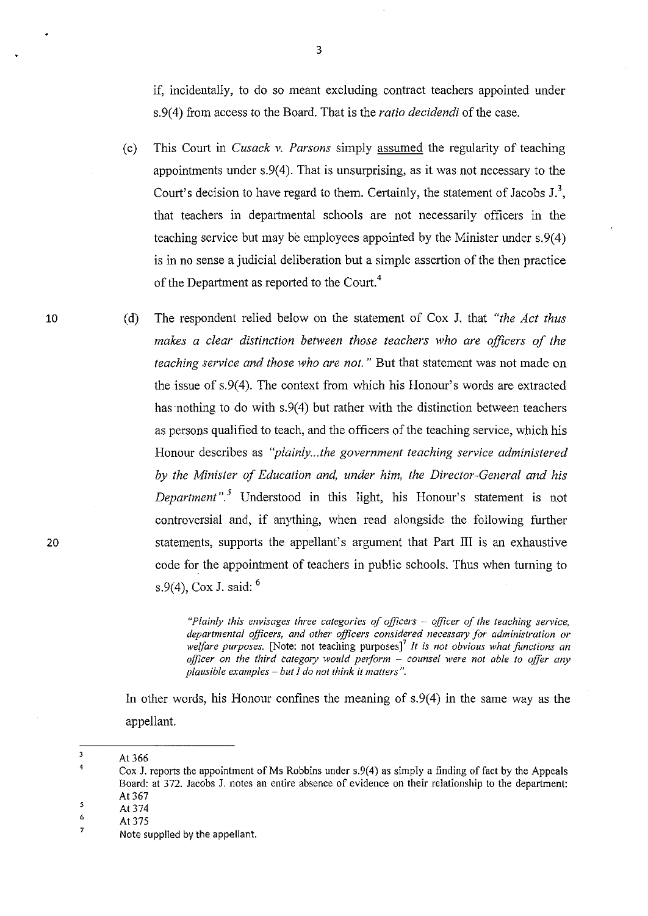if, incidentally, to do so meant excluding contract teachers appointed under s.9(4) from access to the Board. That is the *ratio decidendi* of the case.

(c) This Court in *Cusack v. Parsons* simply assumed the regularity of teaching appointments under s.9(4). That is unsurprising, as it was not necessary to the Court's decision to have regard to them. Certainly, the statement of Jacobs J.[3], that teachers in departmental schools are not necessarily officers in the teaching service but may be employees appointed by the Minister under s.9(4) is in no sense a judicial deliberation but a simple assertion of the then practice of the Department as reported to the Court.[4]

(d) The respondent relied below on the statement of Cox J. that *"the Act thus makes a clear distinction between those teachers who are officers of the teaching service and those who are not."* But that statement was not made on the issue of s.9(4). The context from which his Honour's words are extracted has nothing to do with s.9(4) but rather with the distinction between teachers as persons qualified to teach, and the officers of the teaching service, which his Honour describes as *"plainly...the government teaching service administered by the Minister of Education and, under him, the Director-General and his Department".*[5] Understood in this light, his Honour's statement is not controversial and, if anything, when read alongside the following further statements, supports the appellant's argument that Part III is an exhaustive code for the appointment of teachers in public schools. Thus when turning to s.9(4), Cox J. said: [6]

> *"Plainly this envisages three categories of officers – officer of the teaching service, departmental officers, and other officers considered necessary for administration or welfare purposes.* [Note: not teaching purposes][7] *It is not obvious what functions an officer on the third category would perform – counsel were not able to offer any plausible examples – but I do not think it matters".*

In other words, his Honour confines the meaning of s.9(4) in the same way as the appellant.

---

[3] At 366

[4] Cox J. reports the appointment of Ms Robbins under s.9(4) as simply a finding of fact by the Appeals Board: at 372. Jacobs J. notes an entire absence of evidence on their relationship to the department: At 367

[5] At 374

[6] At 375

[7] Note supplied by the appellant.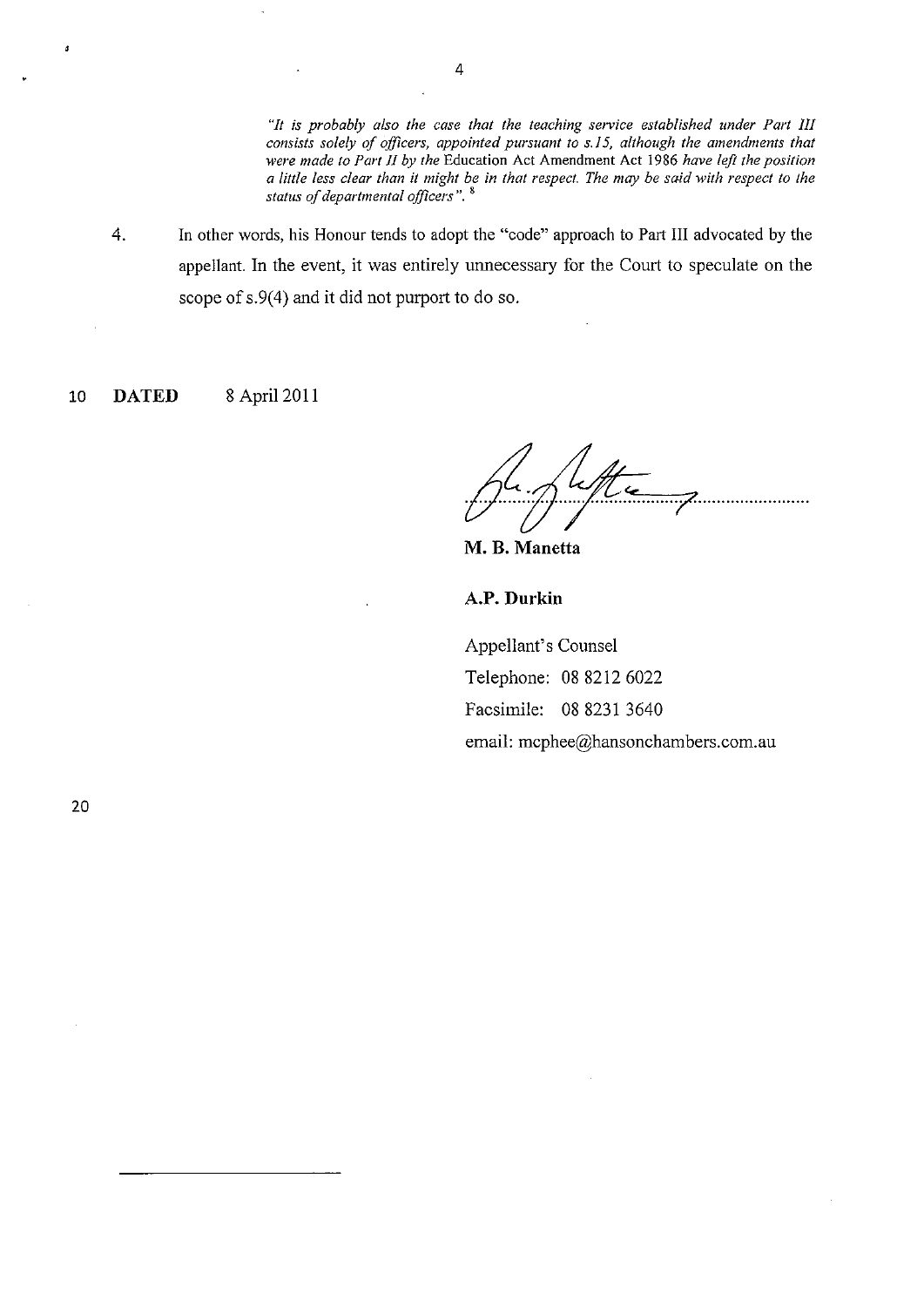*"It is probably also the case that the teaching service established under Part III consists solely of officers, appointed pursuant to s.15, although the amendments that were made to Part II by the* Education Act Amendment Act 1986 *have left the position a little less clear than it might be in that respect. The may be said with respect to the status of departmental officers".* [8]

4. In other words, his Honour tends to adopt the "code" approach to Part III advocated by the appellant. In the event, it was entirely unnecessary for the Court to speculate on the scope of s.9(4) and it did not purport to do so.

**DATED** 8 April 2011

**M. B. Manetta**

**A.P. Durkin**

Appellant's Counsel

Telephone: 08 8212 6022

Facsimile: 08 8231 3640

email: mcphee@hansonchambers.com.au